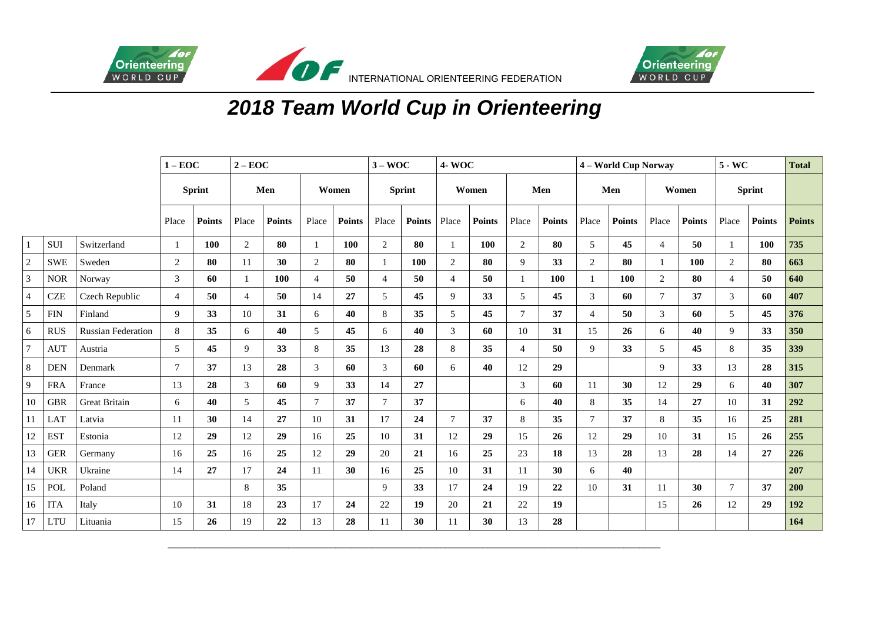INTERNATIONAL ORIENTEERING FEDERATION

# 2018 Team World Cup in Orienteering

| | | | 1 – EOC | | 2 – EOC | | | | 3 – WOC | | 4- WOC | | | | 4 – World Cup Norway | | | | 5 - WC | | Total |
|---|---|---|---|---|---|---|---|---|---|---|---|---|---|---|---|---|---|---|---|---|---|
| | | | Sprint | | Men | | Women | | Sprint | | Women | | Men | | Men | | Women | | Sprint | | |
| | | | Place | **Points** | Place | **Points** | Place | **Points** | Place | **Points** | Place | **Points** | Place | **Points** | Place | **Points** | Place | **Points** | Place | **Points** | **Points** |
| 1 | SUI | Switzerland | 1 | **100** | 2 | **80** | 1 | **100** | 2 | **80** | 1 | **100** | 2 | **80** | 5 | **45** | 4 | **50** | 1 | **100** | **735** |
| 2 | SWE | Sweden | 2 | **80** | 11 | **30** | 2 | **80** | 1 | **100** | 2 | **80** | 9 | **33** | 2 | **80** | 1 | **100** | 2 | **80** | **663** |
| 3 | NOR | Norway | 3 | **60** | 1 | **100** | 4 | **50** | 4 | **50** | 4 | **50** | 1 | **100** | 1 | **100** | 2 | **80** | 4 | **50** | **640** |
| 4 | CZE | Czech Republic | 4 | **50** | 4 | **50** | 14 | **27** | 5 | **45** | 9 | **33** | 5 | **45** | 3 | **60** | 7 | **37** | 3 | **60** | **407** |
| 5 | FIN | Finland | 9 | **33** | 10 | **31** | 6 | **40** | 8 | **35** | 5 | **45** | 7 | **37** | 4 | **50** | 3 | **60** | 5 | **45** | **376** |
| 6 | RUS | Russian Federation | 8 | **35** | 6 | **40** | 5 | **45** | 6 | **40** | 3 | **60** | 10 | **31** | 15 | **26** | 6 | **40** | 9 | **33** | **350** |
| 7 | AUT | Austria | 5 | **45** | 9 | **33** | 8 | **35** | 13 | **28** | 8 | **35** | 4 | **50** | 9 | **33** | 5 | **45** | 8 | **35** | **339** |
| 8 | DEN | Denmark | 7 | **37** | 13 | **28** | 3 | **60** | 3 | **60** | 6 | **40** | 12 | **29** | | | 9 | **33** | 13 | **28** | **315** |
| 9 | FRA | France | 13 | **28** | 3 | **60** | 9 | **33** | 14 | **27** | | | 3 | **60** | 11 | **30** | 12 | **29** | 6 | **40** | **307** |
| 10 | GBR | Great Britain | 6 | **40** | 5 | **45** | 7 | **37** | 7 | **37** | | | 6 | **40** | 8 | **35** | 14 | **27** | 10 | **31** | **292** |
| 11 | LAT | Latvia | 11 | **30** | 14 | **27** | 10 | **31** | 17 | **24** | 7 | **37** | 8 | **35** | 7 | **37** | 8 | **35** | 16 | **25** | **281** |
| 12 | EST | Estonia | 12 | **29** | 12 | **29** | 16 | **25** | 10 | **31** | 12 | **29** | 15 | **26** | 12 | **29** | 10 | **31** | 15 | **26** | **255** |
| 13 | GER | Germany | 16 | **25** | 16 | **25** | 12 | **29** | 20 | **21** | 16 | **25** | 23 | **18** | 13 | **28** | 13 | **28** | 14 | **27** | **226** |
| 14 | UKR | Ukraine | 14 | **27** | 17 | **24** | 11 | **30** | 16 | **25** | 10 | **31** | 11 | **30** | 6 | **40** | | | | | **207** |
| 15 | POL | Poland | | | 8 | **35** | | | 9 | **33** | 17 | **24** | 19 | **22** | 10 | **31** | 11 | **30** | 7 | **37** | **200** |
| 16 | ITA | Italy | 10 | **31** | 18 | **23** | 17 | **24** | 22 | **19** | 20 | **21** | 22 | **19** | | | 15 | **26** | 12 | **29** | **192** |
| 17 | LTU | Lituania | 15 | **26** | 19 | **22** | 13 | **28** | 11 | **30** | 11 | **30** | 13 | **28** | | | | | | | **164** |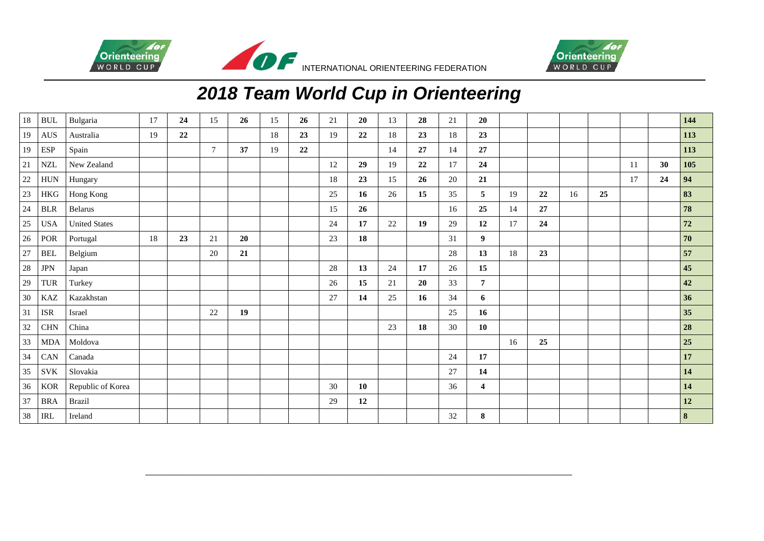# 2018 Team World Cup in Orienteering

| | | | | | | | | | | | | | | | | | | | | | |
|---|---|---|---|---|---|---|---|---|---|---|---|---|---|---|---|---|---|---|---|---|---|
| 18 | BUL | Bulgaria | 17 | **24** | 15 | **26** | 15 | **26** | 21 | **20** | 13 | **28** | 21 | **20** | | | | | | | **144** |
| 19 | AUS | Australia | 19 | **22** | | | 18 | **23** | 19 | **22** | 18 | **23** | 18 | **23** | | | | | | | **113** |
| 19 | ESP | Spain | | | 7 | **37** | 19 | **22** | | | 14 | **27** | 14 | **27** | | | | | | | **113** |
| 21 | NZL | New Zealand | | | | | | | 12 | **29** | 19 | **22** | 17 | **24** | | | | | 11 | **30** | **105** |
| 22 | HUN | Hungary | | | | | | | 18 | **23** | 15 | **26** | 20 | **21** | | | | | 17 | **24** | **94** |
| 23 | HKG | Hong Kong | | | | | | | 25 | **16** | 26 | **15** | 35 | **5** | 19 | **22** | 16 | **25** | | | **83** |
| 24 | BLR | Belarus | | | | | | | 15 | **26** | | | 16 | **25** | 14 | **27** | | | | | **78** |
| 25 | USA | United States | | | | | | | 24 | **17** | 22 | **19** | 29 | **12** | 17 | **24** | | | | | **72** |
| 26 | POR | Portugal | 18 | **23** | 21 | **20** | | | 23 | **18** | | | 31 | **9** | | | | | | | **70** |
| 27 | BEL | Belgium | | | 20 | **21** | | | | | | | 28 | **13** | 18 | **23** | | | | | **57** |
| 28 | JPN | Japan | | | | | | | 28 | **13** | 24 | **17** | 26 | **15** | | | | | | | **45** |
| 29 | TUR | Turkey | | | | | | | 26 | **15** | 21 | **20** | 33 | **7** | | | | | | | **42** |
| 30 | KAZ | Kazakhstan | | | | | | | 27 | **14** | 25 | **16** | 34 | **6** | | | | | | | **36** |
| 31 | ISR | Israel | | | 22 | **19** | | | | | | | 25 | **16** | | | | | | | **35** |
| 32 | CHN | China | | | | | | | | | 23 | **18** | 30 | **10** | | | | | | | **28** |
| 33 | MDA | Moldova | | | | | | | | | | | | | 16 | **25** | | | | | **25** |
| 34 | CAN | Canada | | | | | | | | | | | 24 | **17** | | | | | | | **17** |
| 35 | SVK | Slovakia | | | | | | | | | | | 27 | **14** | | | | | | | **14** |
| 36 | KOR | Republic of Korea | | | | | | | 30 | **10** | | | 36 | **4** | | | | | | | **14** |
| 37 | BRA | Brazil | | | | | | | 29 | **12** | | | | | | | | | | | **12** |
| 38 | IRL | Ireland | | | | | | | | | | | 32 | **8** | | | | | | | **8** |